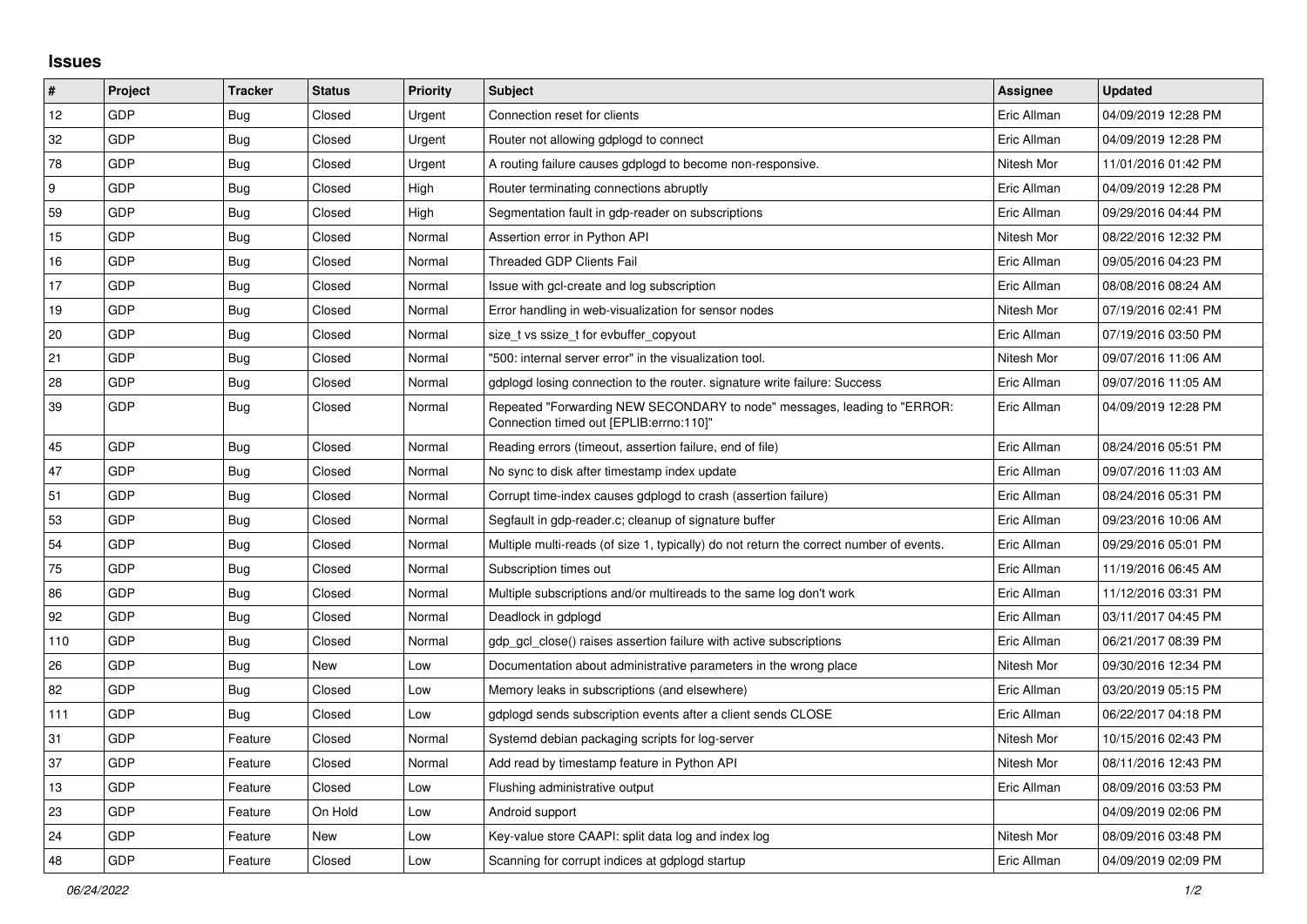## Issues

| # | Project | Tracker | Status | Priority | Subject | Assignee | Updated |
|---|---|---|---|---|---|---|---|
| 12 | GDP | Bug | Closed | Urgent | Connection reset for clients | Eric Allman | 04/09/2019 12:28 PM |
| 32 | GDP | Bug | Closed | Urgent | Router not allowing gdplogd to connect | Eric Allman | 04/09/2019 12:28 PM |
| 78 | GDP | Bug | Closed | Urgent | A routing failure causes gdplogd to become non-responsive. | Nitesh Mor | 11/01/2016 01:42 PM |
| 9 | GDP | Bug | Closed | High | Router terminating connections abruptly | Eric Allman | 04/09/2019 12:28 PM |
| 59 | GDP | Bug | Closed | High | Segmentation fault in gdp-reader on subscriptions | Eric Allman | 09/29/2016 04:44 PM |
| 15 | GDP | Bug | Closed | Normal | Assertion error in Python API | Nitesh Mor | 08/22/2016 12:32 PM |
| 16 | GDP | Bug | Closed | Normal | Threaded GDP Clients Fail | Eric Allman | 09/05/2016 04:23 PM |
| 17 | GDP | Bug | Closed | Normal | Issue with gcl-create and log subscription | Eric Allman | 08/08/2016 08:24 AM |
| 19 | GDP | Bug | Closed | Normal | Error handling in web-visualization for sensor nodes | Nitesh Mor | 07/19/2016 02:41 PM |
| 20 | GDP | Bug | Closed | Normal | size_t vs ssize_t for evbuffer_copyout | Eric Allman | 07/19/2016 03:50 PM |
| 21 | GDP | Bug | Closed | Normal | "500: internal server error" in the visualization tool. | Nitesh Mor | 09/07/2016 11:06 AM |
| 28 | GDP | Bug | Closed | Normal | gdplogd losing connection to the router. signature write failure: Success | Eric Allman | 09/07/2016 11:05 AM |
| 39 | GDP | Bug | Closed | Normal | Repeated "Forwarding NEW SECONDARY to node" messages, leading to "ERROR: Connection timed out [EPLIB:errno:110]" | Eric Allman | 04/09/2019 12:28 PM |
| 45 | GDP | Bug | Closed | Normal | Reading errors (timeout, assertion failure, end of file) | Eric Allman | 08/24/2016 05:51 PM |
| 47 | GDP | Bug | Closed | Normal | No sync to disk after timestamp index update | Eric Allman | 09/07/2016 11:03 AM |
| 51 | GDP | Bug | Closed | Normal | Corrupt time-index causes gdplogd to crash (assertion failure) | Eric Allman | 08/24/2016 05:31 PM |
| 53 | GDP | Bug | Closed | Normal | Segfault in gdp-reader.c; cleanup of signature buffer | Eric Allman | 09/23/2016 10:06 AM |
| 54 | GDP | Bug | Closed | Normal | Multiple multi-reads (of size 1, typically) do not return the correct number of events. | Eric Allman | 09/29/2016 05:01 PM |
| 75 | GDP | Bug | Closed | Normal | Subscription times out | Eric Allman | 11/19/2016 06:45 AM |
| 86 | GDP | Bug | Closed | Normal | Multiple subscriptions and/or multireads to the same log don't work | Eric Allman | 11/12/2016 03:31 PM |
| 92 | GDP | Bug | Closed | Normal | Deadlock in gdplogd | Eric Allman | 03/11/2017 04:45 PM |
| 110 | GDP | Bug | Closed | Normal | gdp_gcl_close() raises assertion failure with active subscriptions | Eric Allman | 06/21/2017 08:39 PM |
| 26 | GDP | Bug | New | Low | Documentation about administrative parameters in the wrong place | Nitesh Mor | 09/30/2016 12:34 PM |
| 82 | GDP | Bug | Closed | Low | Memory leaks in subscriptions (and elsewhere) | Eric Allman | 03/20/2019 05:15 PM |
| 111 | GDP | Bug | Closed | Low | gdplogd sends subscription events after a client sends CLOSE | Eric Allman | 06/22/2017 04:18 PM |
| 31 | GDP | Feature | Closed | Normal | Systemd debian packaging scripts for log-server | Nitesh Mor | 10/15/2016 02:43 PM |
| 37 | GDP | Feature | Closed | Normal | Add read by timestamp feature in Python API | Nitesh Mor | 08/11/2016 12:43 PM |
| 13 | GDP | Feature | Closed | Low | Flushing administrative output | Eric Allman | 08/09/2016 03:53 PM |
| 23 | GDP | Feature | On Hold | Low | Android support | | 04/09/2019 02:06 PM |
| 24 | GDP | Feature | New | Low | Key-value store CAAPI: split data log and index log | Nitesh Mor | 08/09/2016 03:48 PM |
| 48 | GDP | Feature | Closed | Low | Scanning for corrupt indices at gdplogd startup | Eric Allman | 04/09/2019 02:09 PM |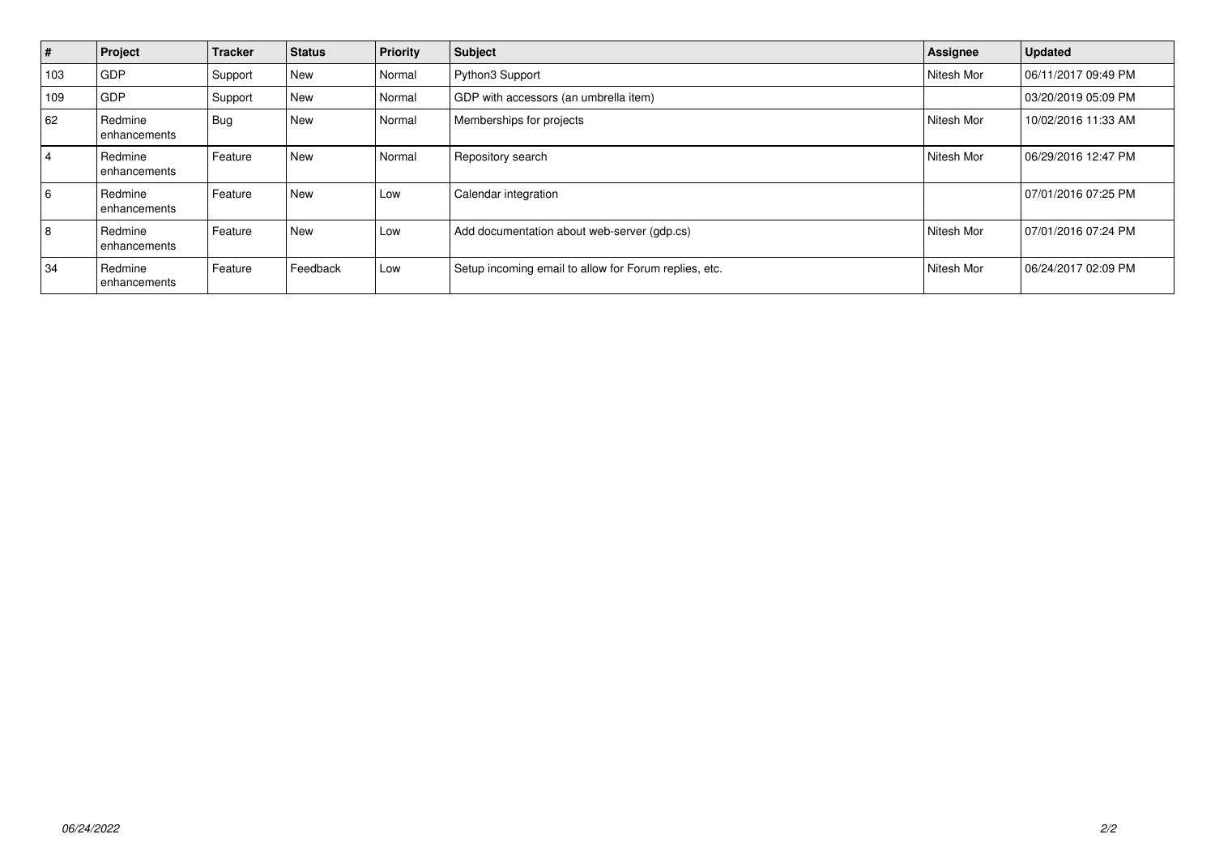| # | Project | Tracker | Status | Priority | Subject | Assignee | Updated |
|---|---|---|---|---|---|---|---|
| 103 | GDP | Support | New | Normal | Python3 Support | Nitesh Mor | 06/11/2017 09:49 PM |
| 109 | GDP | Support | New | Normal | GDP with accessors (an umbrella item) | | 03/20/2019 05:09 PM |
| 62 | Redmine enhancements | Bug | New | Normal | Memberships for projects | Nitesh Mor | 10/02/2016 11:33 AM |
| 4 | Redmine enhancements | Feature | New | Normal | Repository search | Nitesh Mor | 06/29/2016 12:47 PM |
| 6 | Redmine enhancements | Feature | New | Low | Calendar integration | | 07/01/2016 07:25 PM |
| 8 | Redmine enhancements | Feature | New | Low | Add documentation about web-server (gdp.cs) | Nitesh Mor | 07/01/2016 07:24 PM |
| 34 | Redmine enhancements | Feature | Feedback | Low | Setup incoming email to allow for Forum replies, etc. | Nitesh Mor | 06/24/2017 02:09 PM |